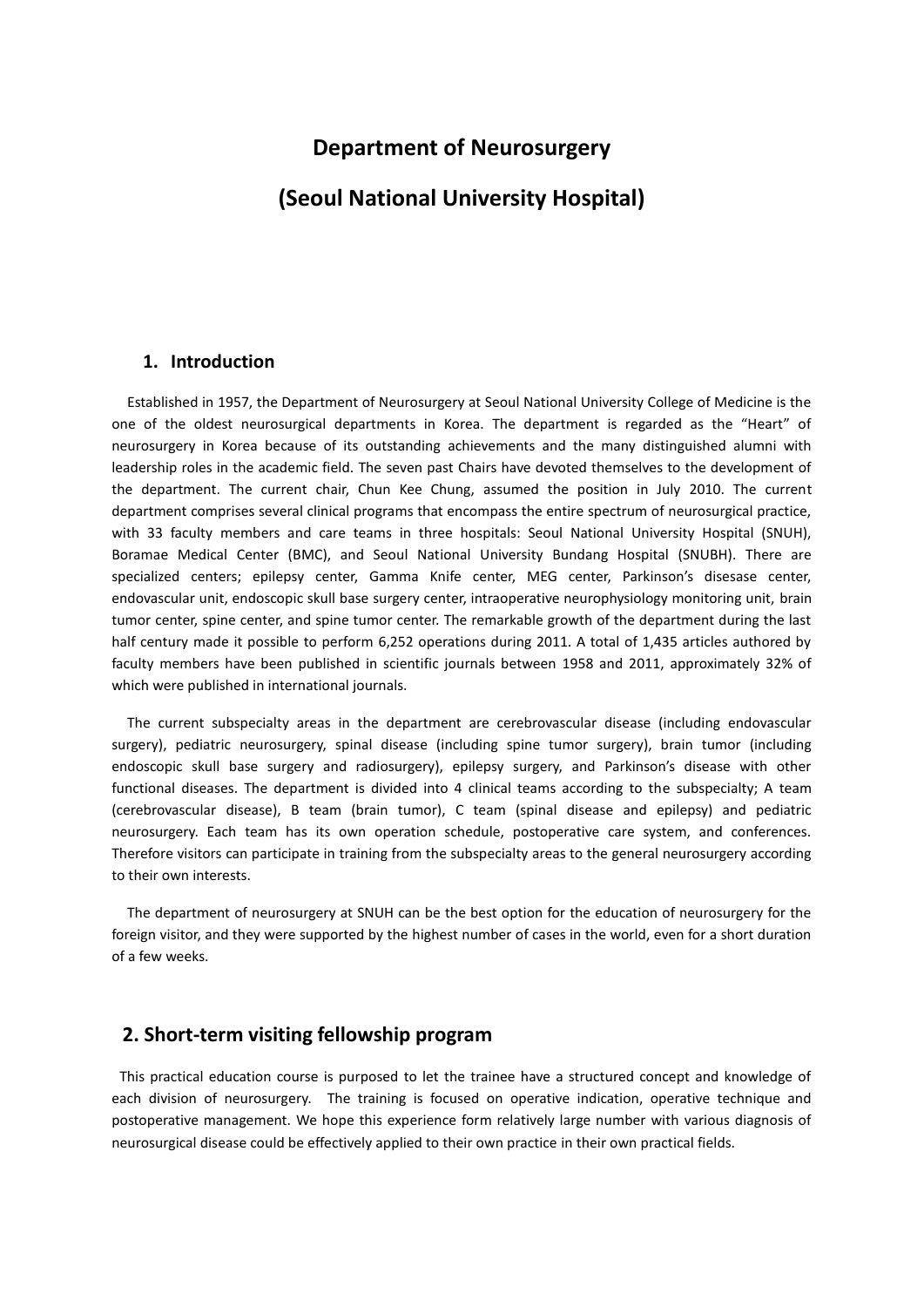# Department of Neurosurgery

# (Seoul National University Hospital)

## 1. Introduction

Established in 1957, the Department of Neurosurgery at Seoul National University College of Medicine is the one of the oldest neurosurgical departments in Korea. The department is regarded as the "Heart" of neurosurgery in Korea because of its outstanding achievements and the many distinguished alumni with leadership roles in the academic field. The seven past Chairs have devoted themselves to the development of the department. The current chair, Chun Kee Chung, assumed the position in July 2010. The current department comprises several clinical programs that encompass the entire spectrum of neurosurgical practice, with 33 faculty members and care teams in three hospitals: Seoul National University Hospital (SNUH), Boramae Medical Center (BMC), and Seoul National University Bundang Hospital (SNUBH). There are specialized centers; epilepsy center, Gamma Knife center, MEG center, Parkinson's disesase center, endovascular unit, endoscopic skull base surgery center, intraoperative neurophysiology monitoring unit, brain tumor center, spine center, and spine tumor center. The remarkable growth of the department during the last half century made it possible to perform 6,252 operations during 2011. A total of 1,435 articles authored by faculty members have been published in scientific journals between 1958 and 2011, approximately 32% of which were published in international journals.

The current subspecialty areas in the department are cerebrovascular disease (including endovascular surgery), pediatric neurosurgery, spinal disease (including spine tumor surgery), brain tumor (including endoscopic skull base surgery and radiosurgery), epilepsy surgery, and Parkinson's disease with other functional diseases. The department is divided into 4 clinical teams according to the subspecialty; A team (cerebrovascular disease), B team (brain tumor), C team (spinal disease and epilepsy) and pediatric neurosurgery. Each team has its own operation schedule, postoperative care system, and conferences. Therefore visitors can participate in training from the subspecialty areas to the general neurosurgery according to their own interests.

The department of neurosurgery at SNUH can be the best option for the education of neurosurgery for the foreign visitor, and they were supported by the highest number of cases in the world, even for a short duration of a few weeks.

## 2. Short-term visiting fellowship program

This practical education course is purposed to let the trainee have a structured concept and knowledge of each division of neurosurgery. The training is focused on operative indication, operative technique and postoperative management. We hope this experience form relatively large number with various diagnosis of neurosurgical disease could be effectively applied to their own practice in their own practical fields.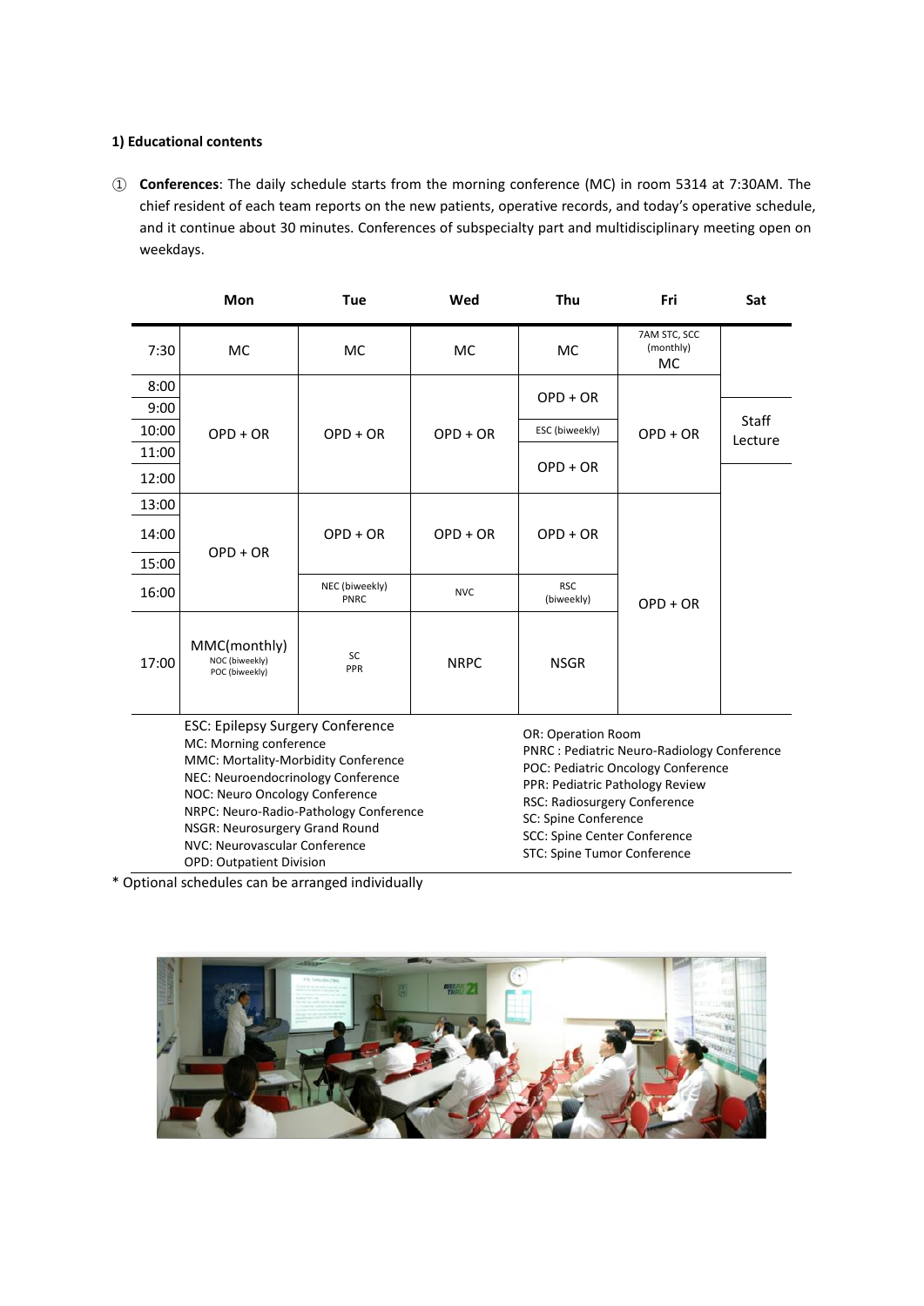**1) Educational contents**

① **Conferences**: The daily schedule starts from the morning conference (MC) in room 5314 at 7:30AM. The chief resident of each team reports on the new patients, operative records, and today's operative schedule, and it continue about 30 minutes. Conferences of subspecialty part and multidisciplinary meeting open on weekdays.

| | Mon | Tue | Wed | Thu | Fri | Sat |
|---|---|---|---|---|---|---|
| 7:30 | MC | MC | MC | MC | 7AM STC, SCC (monthly) MC | |
| 8:00 | OPD + OR | OPD + OR | OPD + OR | OPD + OR | OPD + OR | |
| 9:00 | | | | | | Staff Lecture |
| 10:00 | | | | ESC (biweekly) | | |
| 11:00 | | | | OPD + OR | | |
| 12:00 | | | | | | |
| 13:00 | OPD + OR | OPD + OR | OPD + OR | OPD + OR | OPD + OR | |
| 14:00 | | | | | | |
| 15:00 | | | | | | |
| 16:00 | | NEC (biweekly) PNRC | NVC | RSC (biweekly) | | |
| 17:00 | MMC(monthly) NOC (biweekly) POC (biweekly) | SC PPR | NRPC | NSGR | | |

ESC: Epilepsy Surgery Conference
MC: Morning conference
MMC: Mortality-Morbidity Conference
NEC: Neuroendocrinology Conference
NOC: Neuro Oncology Conference
NRPC: Neuro-Radio-Pathology Conference
NSGR: Neurosurgery Grand Round
NVC: Neurovascular Conference
OPD: Outpatient Division
OR: Operation Room
PNRC : Pediatric Neuro-Radiology Conference
POC: Pediatric Oncology Conference
PPR: Pediatric Pathology Review
RSC: Radiosurgery Conference
SC: Spine Conference
SCC: Spine Center Conference
STC: Spine Tumor Conference

\* Optional schedules can be arranged individually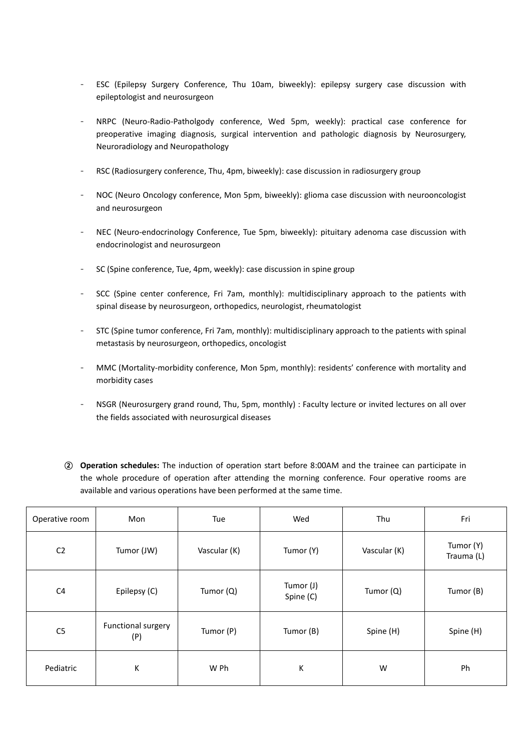- ESC (Epilepsy Surgery Conference, Thu 10am, biweekly): epilepsy surgery case discussion with epileptologist and neurosurgeon

- NRPC (Neuro-Radio-Patholgody conference, Wed 5pm, weekly): practical case conference for preoperative imaging diagnosis, surgical intervention and pathologic diagnosis by Neurosurgery, Neuroradiology and Neuropathology

- RSC (Radiosurgery conference, Thu, 4pm, biweekly): case discussion in radiosurgery group

- NOC (Neuro Oncology conference, Mon 5pm, biweekly): glioma case discussion with neurooncologist and neurosurgeon

- NEC (Neuro-endocrinology Conference, Tue 5pm, biweekly): pituitary adenoma case discussion with endocrinologist and neurosurgeon

- SC (Spine conference, Tue, 4pm, weekly): case discussion in spine group

- SCC (Spine center conference, Fri 7am, monthly): multidisciplinary approach to the patients with spinal disease by neurosurgeon, orthopedics, neurologist, rheumatologist

- STC (Spine tumor conference, Fri 7am, monthly): multidisciplinary approach to the patients with spinal metastasis by neurosurgeon, orthopedics, oncologist

- MMC (Mortality-morbidity conference, Mon 5pm, monthly): residents' conference with mortality and morbidity cases

- NSGR (Neurosurgery grand round, Thu, 5pm, monthly) : Faculty lecture or invited lectures on all over the fields associated with neurosurgical diseases

② **Operation schedules:** The induction of operation start before 8:00AM and the trainee can participate in the whole procedure of operation after attending the morning conference. Four operative rooms are available and various operations have been performed at the same time.

| Operative room | Mon | Tue | Wed | Thu | Fri |
|---|---|---|---|---|---|
| C2 | Tumor (JW) | Vascular (K) | Tumor (Y) | Vascular (K) | Tumor (Y) Trauma (L) |
| C4 | Epilepsy (C) | Tumor (Q) | Tumor (J) Spine (C) | Tumor (Q) | Tumor (B) |
| C5 | Functional surgery (P) | Tumor (P) | Tumor (B) | Spine (H) | Spine (H) |
| Pediatric | K | W Ph | K | W | Ph |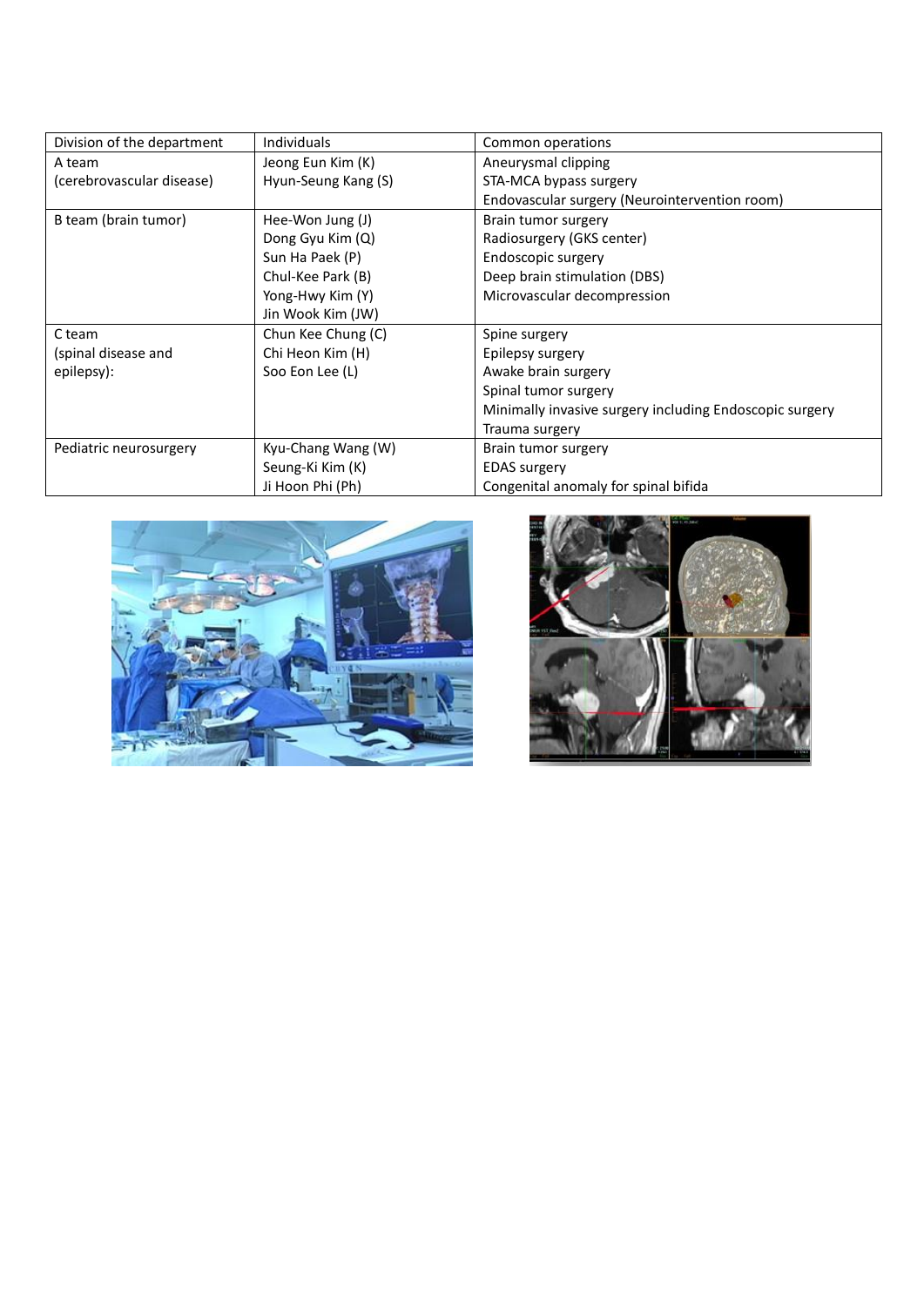| Division of the department | Individuals | Common operations |
|---|---|---|
| A team (cerebrovascular disease) | Jeong Eun Kim (K)<br>Hyun-Seung Kang (S) | Aneurysmal clipping<br>STA-MCA bypass surgery<br>Endovascular surgery (Neurointervention room) |
| B team (brain tumor) | Hee-Won Jung (J)<br>Dong Gyu Kim (Q)<br>Sun Ha Paek (P)<br>Chul-Kee Park (B)<br>Yong-Hwy Kim (Y)<br>Jin Wook Kim (JW) | Brain tumor surgery<br>Radiosurgery (GKS center)<br>Endoscopic surgery<br>Deep brain stimulation (DBS)<br>Microvascular decompression |
| C team (spinal disease and epilepsy): | Chun Kee Chung (C)<br>Chi Heon Kim (H)<br>Soo Eon Lee (L) | Spine surgery<br>Epilepsy surgery<br>Awake brain surgery<br>Spinal tumor surgery<br>Minimally invasive surgery including Endoscopic surgery<br>Trauma surgery |
| Pediatric neurosurgery | Kyu-Chang Wang (W)<br>Seung-Ki Kim (K)<br>Ji Hoon Phi (Ph) | Brain tumor surgery<br>EDAS surgery<br>Congenital anomaly for spinal bifida |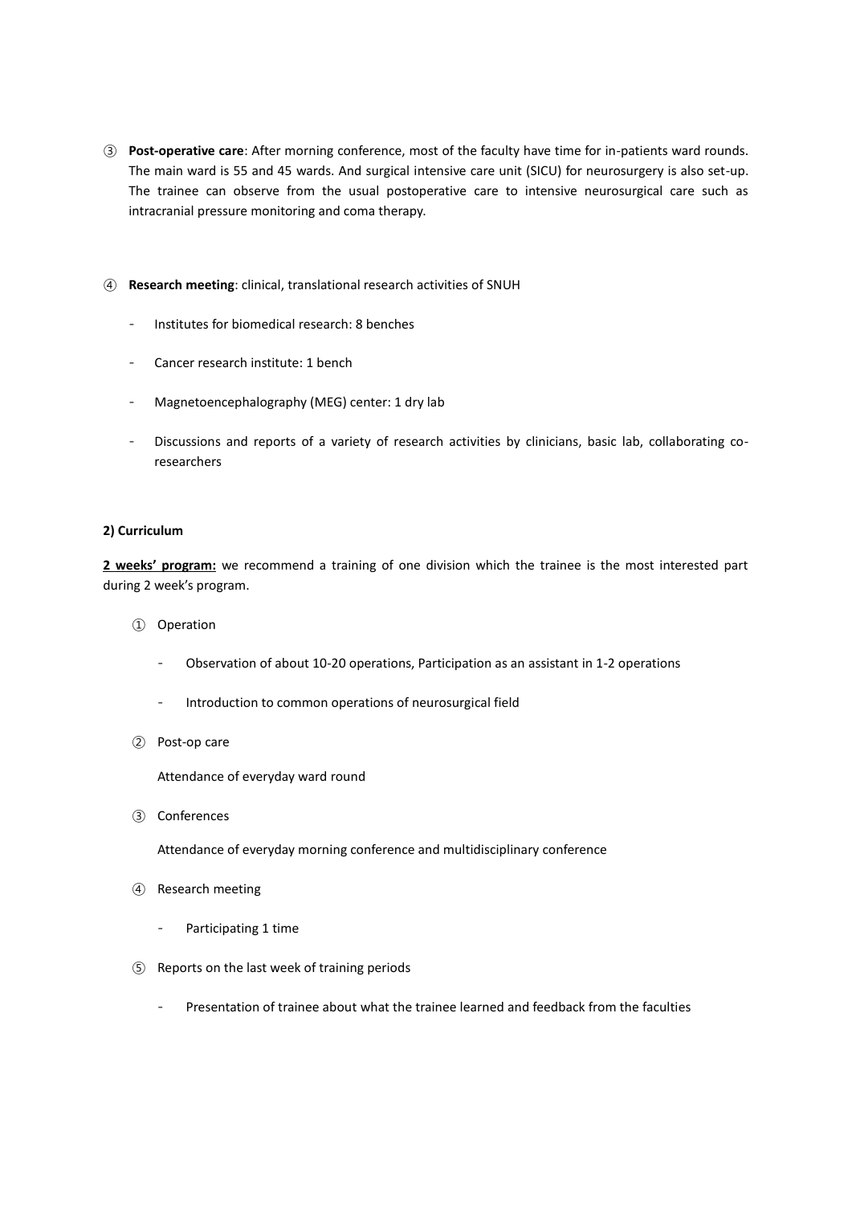③ **Post-operative care**: After morning conference, most of the faculty have time for in-patients ward rounds. The main ward is 55 and 45 wards. And surgical intensive care unit (SICU) for neurosurgery is also set-up. The trainee can observe from the usual postoperative care to intensive neurosurgical care such as intracranial pressure monitoring and coma therapy.

④ **Research meeting**: clinical, translational research activities of SNUH

- Institutes for biomedical research: 8 benches
- Cancer research institute: 1 bench
- Magnetoencephalography (MEG) center: 1 dry lab
- Discussions and reports of a variety of research activities by clinicians, basic lab, collaborating co-researchers

**2) Curriculum**

**<u>2 weeks' program:</u>** we recommend a training of one division which the trainee is the most interested part during 2 week's program.

① Operation

- Observation of about 10-20 operations, Participation as an assistant in 1-2 operations
- Introduction to common operations of neurosurgical field

② Post-op care

Attendance of everyday ward round

③ Conferences

Attendance of everyday morning conference and multidisciplinary conference

④ Research meeting

- Participating 1 time

⑤ Reports on the last week of training periods

- Presentation of trainee about what the trainee learned and feedback from the faculties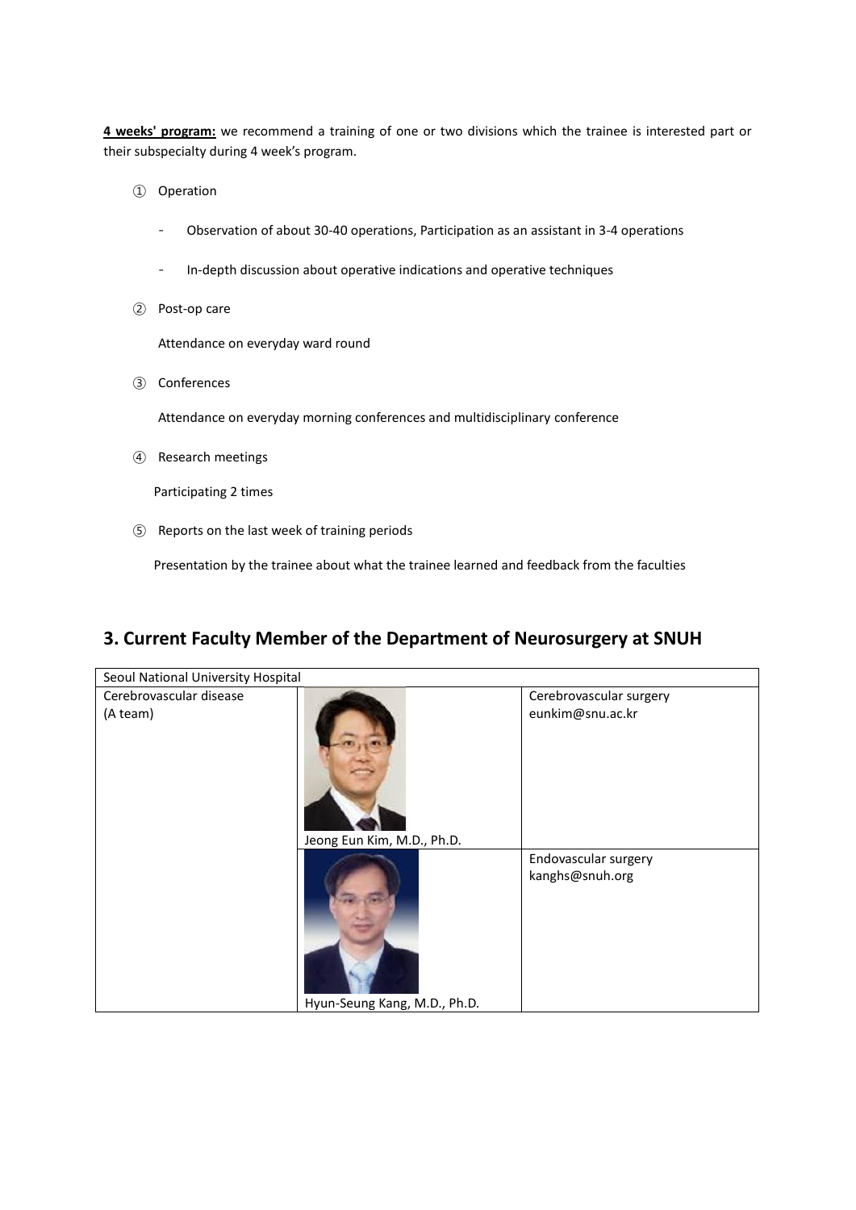**4 weeks' program:** we recommend a training of one or two divisions which the trainee is interested part or their subspecialty during 4 week's program.

① Operation

- Observation of about 30-40 operations, Participation as an assistant in 3-4 operations
- In-depth discussion about operative indications and operative techniques

② Post-op care

Attendance on everyday ward round

③ Conferences

Attendance on everyday morning conferences and multidisciplinary conference

④ Research meetings

Participating 2 times

⑤ Reports on the last week of training periods

Presentation by the trainee about what the trainee learned and feedback from the faculties

## 3. Current Faculty Member of the Department of Neurosurgery at SNUH

| Seoul National University Hospital | | |
|---|---|---|
| Cerebrovascular disease (A team) | Jeong Eun Kim, M.D., Ph.D. | Cerebrovascular surgery eunkim@snu.ac.kr |
| | Hyun-Seung Kang, M.D., Ph.D. | Endovascular surgery kanghs@snuh.org |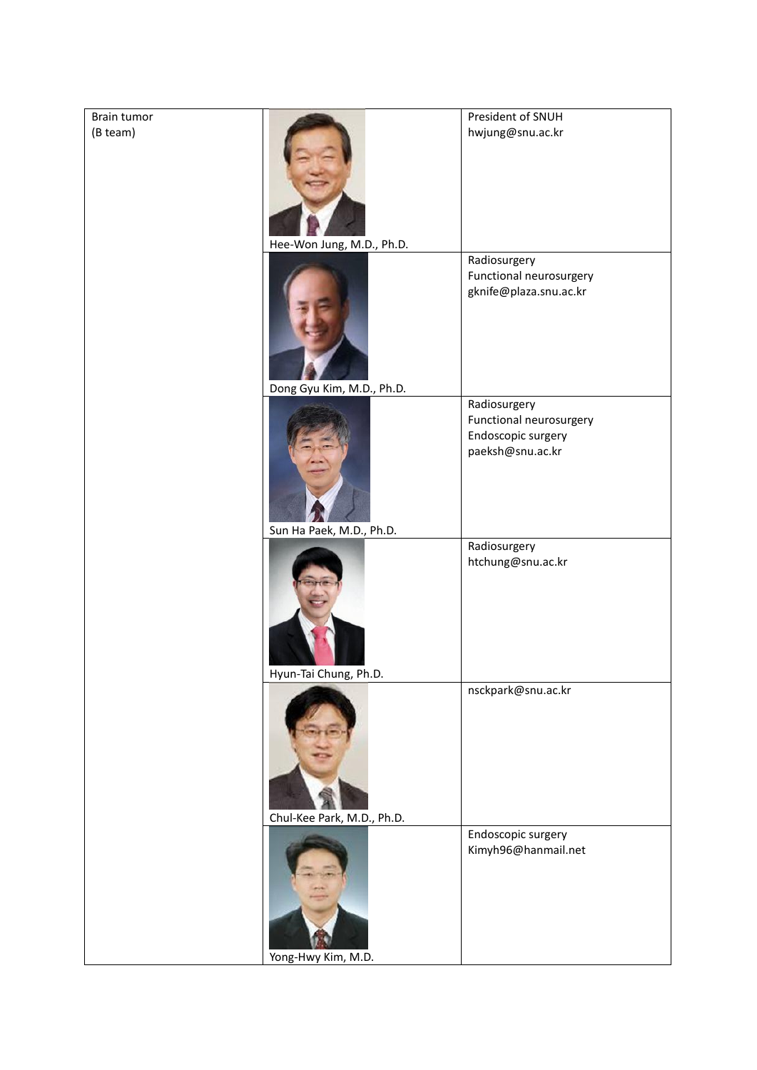| | | |
|---|---|---|
| Brain tumor<br>(B team) | Hee-Won Jung, M.D., Ph.D. | President of SNUH<br>hwjung@snu.ac.kr |
| | Dong Gyu Kim, M.D., Ph.D. | Radiosurgery<br>Functional neurosurgery<br>gknife@plaza.snu.ac.kr |
| | Sun Ha Paek, M.D., Ph.D. | Radiosurgery<br>Functional neurosurgery<br>Endoscopic surgery<br>paeksh@snu.ac.kr |
| | Hyun-Tai Chung, Ph.D. | Radiosurgery<br>htchung@snu.ac.kr |
| | Chul-Kee Park, M.D., Ph.D. | nsckpark@snu.ac.kr |
| | Yong-Hwy Kim, M.D. | Endoscopic surgery<br>Kimyh96@hanmail.net |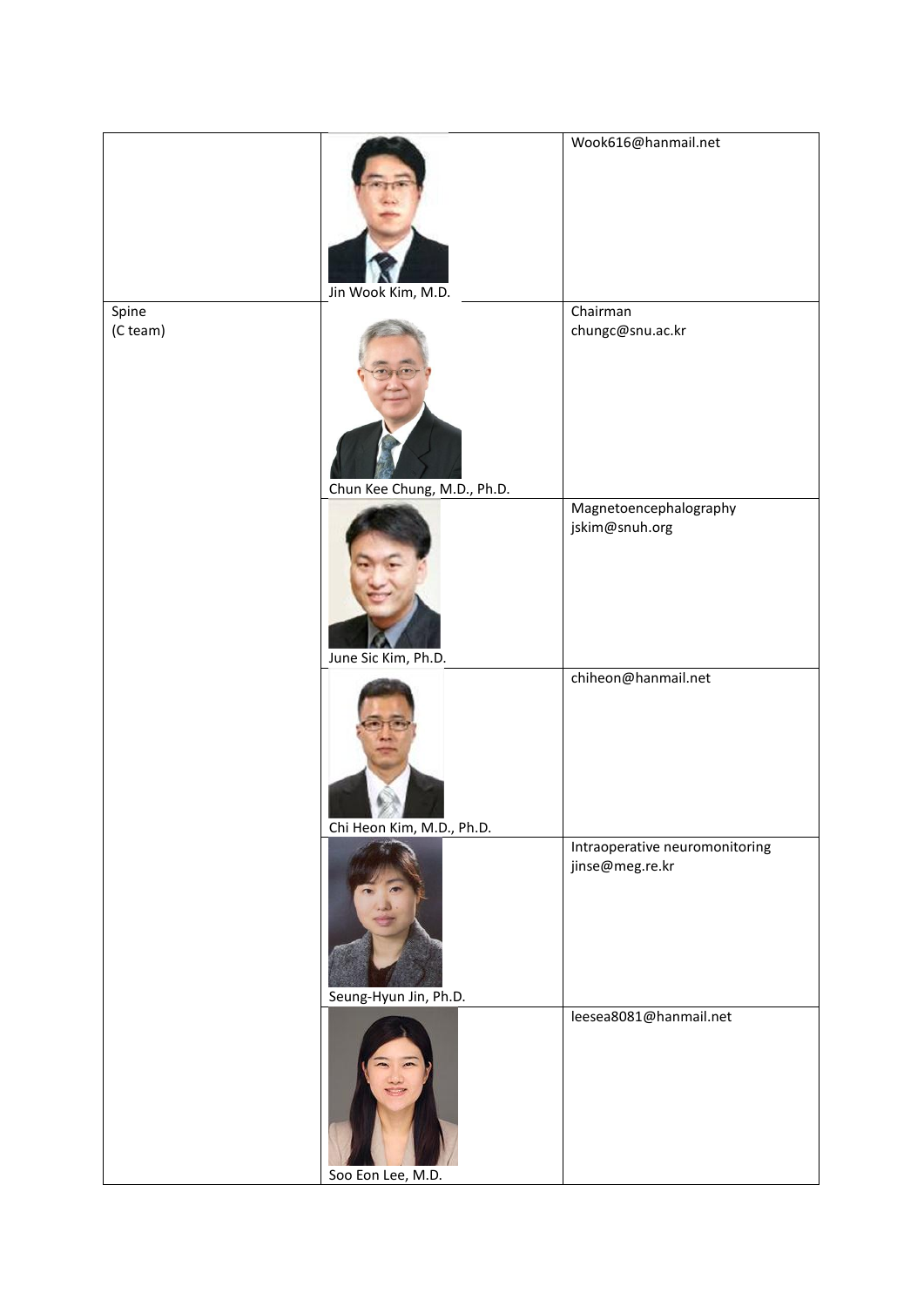| | | |
|---|---|---|
| | Jin Wook Kim, M.D. | Wook616@hanmail.net |
| Spine<br>(C team) | Chun Kee Chung, M.D., Ph.D. | Chairman<br>chungc@snu.ac.kr |
| | June Sic Kim, Ph.D. | Magnetoencephalography<br>jskim@snuh.org |
| | Chi Heon Kim, M.D., Ph.D. | chiheon@hanmail.net |
| | Seung-Hyun Jin, Ph.D. | Intraoperative neuromonitoring<br>jinse@meg.re.kr |
| | Soo Eon Lee, M.D. | leesea8081@hanmail.net |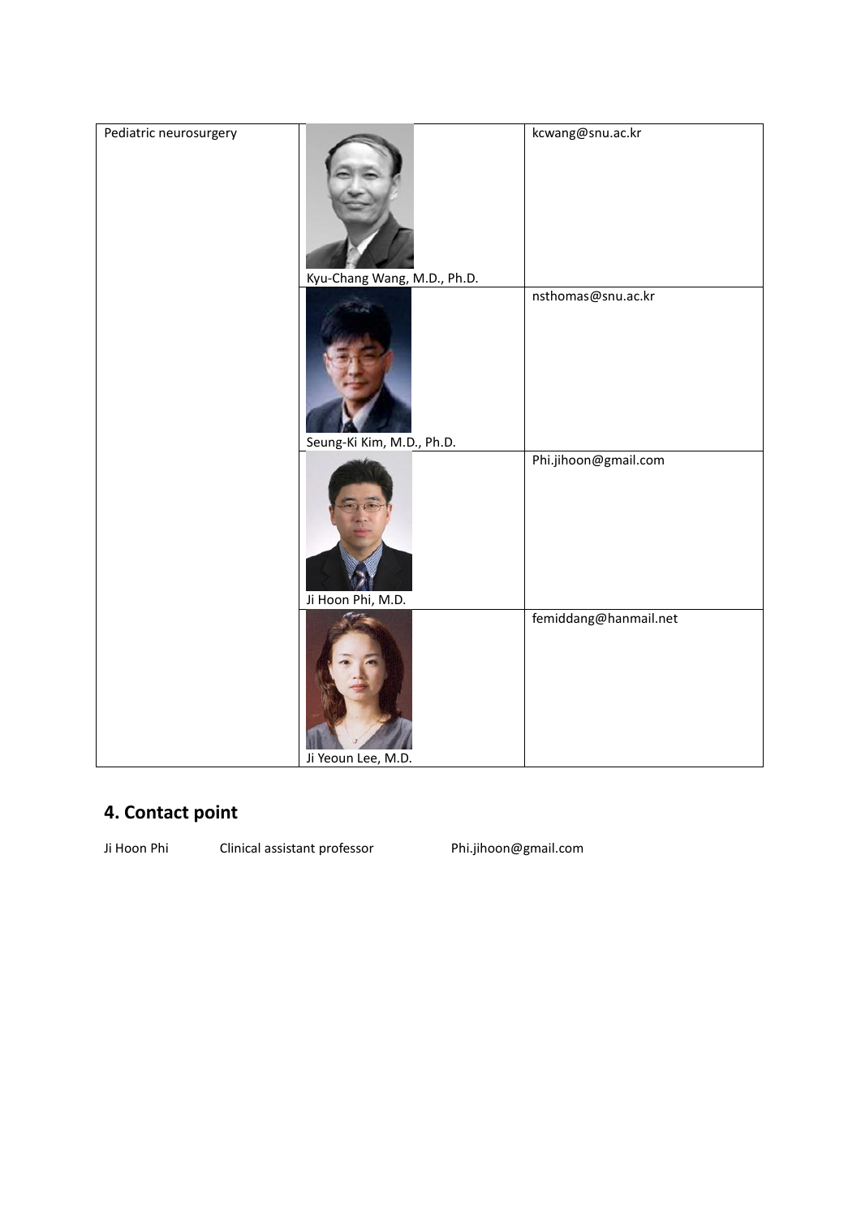| | | |
|---|---|---|
| Pediatric neurosurgery | Kyu-Chang Wang, M.D., Ph.D. | kcwang@snu.ac.kr |
| | Seung-Ki Kim, M.D., Ph.D. | nsthomas@snu.ac.kr |
| | Ji Hoon Phi, M.D. | Phi.jihoon@gmail.com |
| | Ji Yeoun Lee, M.D. | femiddang@hanmail.net |

## 4. Contact point

Ji Hoon Phi    Clinical assistant professor    Phi.jihoon@gmail.com